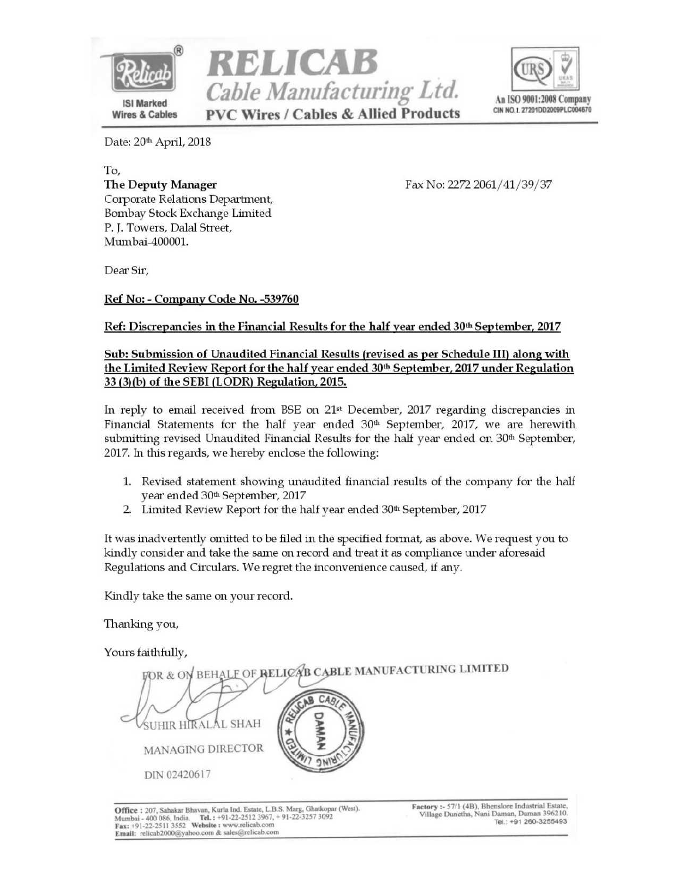# RELICAB Cable Manufacturing Ltd.

ISI Marked Wires & Cables

**PVC Wires / Cables & Allied Products**

An ISO 9001:2008 Company
CIN NO. L27201DD2009PLC004670

Date: 20th April, 2018

To,
**The Deputy Manager**
Corporate Relations Department,
Bombay Stock Exchange Limited
P. J. Towers, Dalal Street,
Mumbai-400001.

Fax No: 2272 2061/41/39/37

Dear Sir,

**Ref No: - Company Code No. -539760**

**Ref: Discrepancies in the Financial Results for the half year ended 30th September, 2017**

**Sub: Submission of Unaudited Financial Results (revised as per Schedule III) along with the Limited Review Report for the half year ended 30th September, 2017 under Regulation 33 (3)(b) of the SEBI (LODR) Regulation, 2015.**

In reply to email received from BSE on 21st December, 2017 regarding discrepancies in Financial Statements for the half year ended 30th September, 2017, we are herewith submitting revised Unaudited Financial Results for the half year ended on 30th September, 2017. In this regards, we hereby enclose the following:

1. Revised statement showing unaudited financial results of the company for the half year ended 30th September, 2017
2. Limited Review Report for the half year ended 30th September, 2017

It was inadvertently omitted to be filed in the specified format, as above. We request you to kindly consider and take the same on record and treat it as compliance under aforesaid Regulations and Circulars. We regret the inconvenience caused, if any.

Kindly take the same on your record.

Thanking you,

Yours faithfully,

FOR & ON BEHALF OF RELICAB CABLE MANUFACTURING LIMITED

SUHIR HIRALAL SHAH

MANAGING DIRECTOR

DIN 02420617

**Office :** 207, Sahakar Bhavan, Kurla Ind. Estate, L.B.S. Marg, Ghatkopar (West). Mumbai - 400 086, India. **Tel. :** +91-22-2512 3967, + 91-22-3257 3092
**Fax:** +91-22-2511 3552 **Website :** www.relicab.com
**Email:** relicab2000@yahoo.com & sales@relicab.com

**Factory :-** 57/1 (4B), Bhenslore Industrial Estate, Village Dunetha, Nani Daman, Daman 396210. Tel.: +91 260-3255493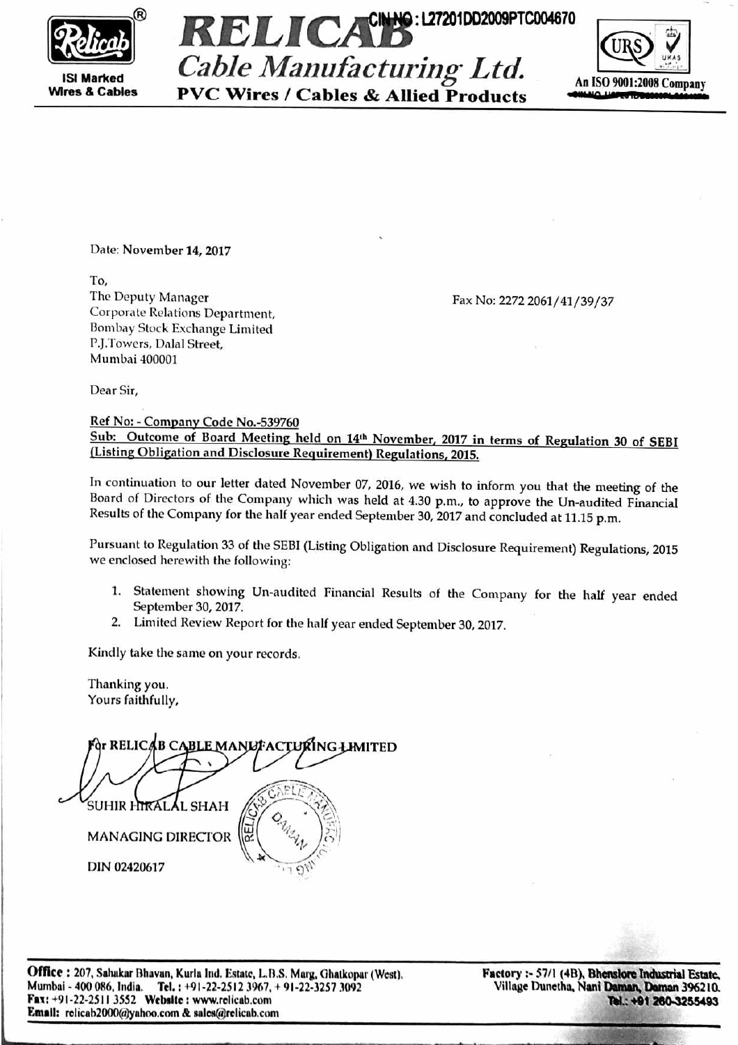# RELICAB

## Cable Manufacturing Ltd.

**PVC Wires / Cables & Allied Products**

CIN NO: L27201DD2009PTC004670

ISI Marked Wires & Cables

An ISO 9001:2008 Company

Date: November 14, 2017

To,
The Deputy Manager
Corporate Relations Department,
Bombay Stock Exchange Limited
P.J.Towers, Dalal Street,
Mumbai 400001

Fax No: 2272 2061/41/39/37

Dear Sir,

Ref No: - Company Code No.-539760

**Sub: Outcome of Board Meeting held on 14th November, 2017 in terms of Regulation 30 of SEBI (Listing Obligation and Disclosure Requirement) Regulations, 2015.**

In continuation to our letter dated November 07, 2016, we wish to inform you that the meeting of the Board of Directors of the Company which was held at 4.30 p.m., to approve the Un-audited Financial Results of the Company for the half year ended September 30, 2017 and concluded at 11.15 p.m.

Pursuant to Regulation 33 of the SEBI (Listing Obligation and Disclosure Requirement) Regulations, 2015 we enclosed herewith the following:

1. Statement showing Un-audited Financial Results of the Company for the half year ended September 30, 2017.
2. Limited Review Report for the half year ended September 30, 2017.

Kindly take the same on your records.

Thanking you.
Yours faithfully,

For RELICAB CABLE MANUFACTURING LIMITED

SUHIR HIRALAL SHAH

MANAGING DIRECTOR

DIN 02420617

**Office :** 207, Sahakar Bhavan, Kurla Ind. Estate, L.B.S. Marg, Ghatkopar (West), Mumbai - 400 086, India. Tel. : +91-22-2512 3967, + 91-22-3257 3092 Fax: +91-22-2511 3552 Website : www.relicab.com Email: relicab2000@yahoo.com & sales@relicab.com

**Factory :-** 57/1 (4B), Bhenslore Industrial Estate, Village Dunetha, Nani Daman, Daman 396210. Tel.: +91 260-3255493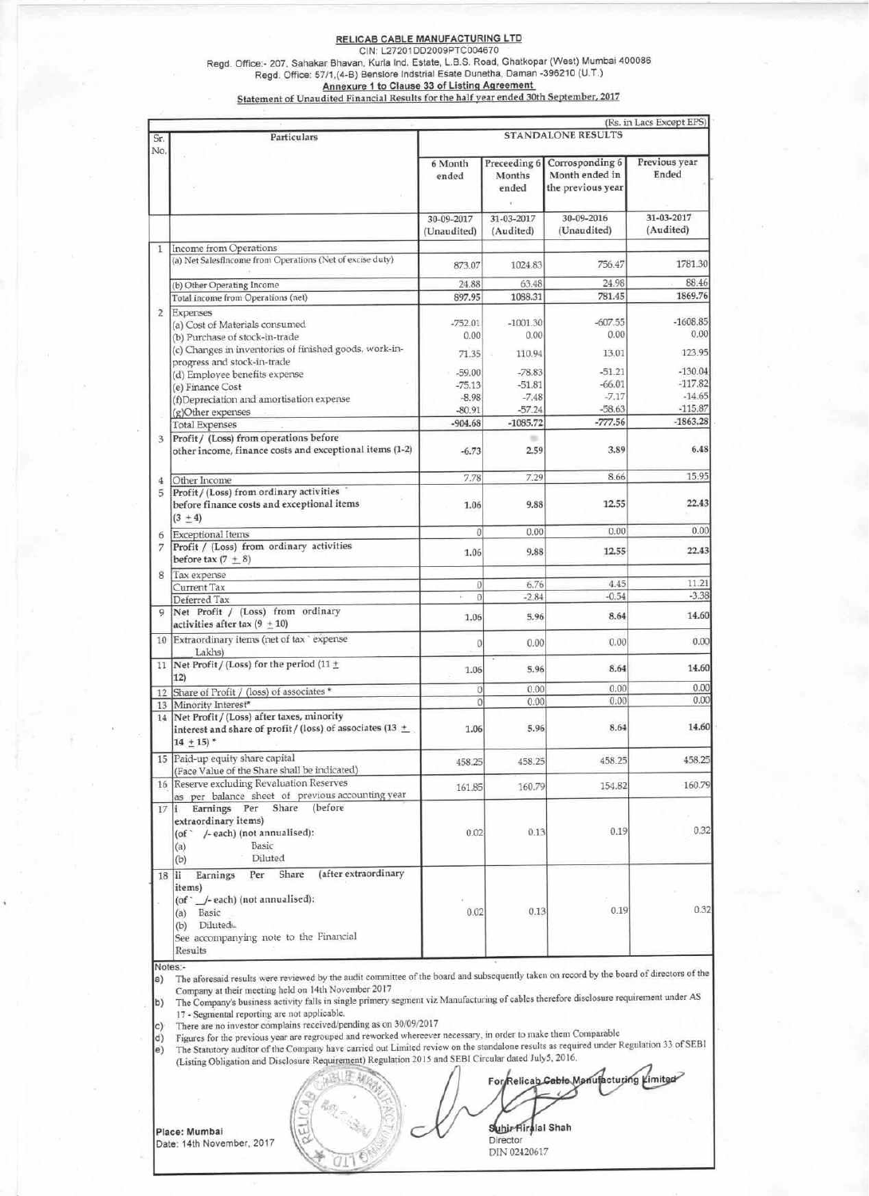# RELICAB CABLE MANUFACTURING LTD

CIN: L27201DD2009PTC004670

Regd. Office:- 207, Sahakar Bhavan, Kurla Ind. Estate, L.B.S. Road, Ghatkopar (West) Mumbai 400086

Regd. Office: 57/1,(4-B) Benslore Indstrial Esate Dunetha, Daman -396210 (U.T.)

**Annexure 1 to Clause 33 of Listing Agreement**

**Statement of Unaudited Financial Results for the half year ended 30th September, 2017**

(Rs. in Lacs Except EPS)

| Sr. No. | Particulars | STANDALONE RESULTS | | | |
|---|---|---|---|---|---|
| | | 6 Month ended | Preceeding 6 Months ended | Corrosponding 6 Month ended in the previous year | Previous year Ended |
| | | 30-09-2017 (Unaudited) | 31-03-2017 (Audited) | 30-09-2016 (Unaudited) | 31-03-2017 (Audited) |
| 1 | Income from Operations | | | | |
| | (a) Net SalesIncome from Operations (Net of excise duty) | 873.07 | 1024.83 | 756.47 | 1781.30 |
| | (b) Other Operating Income | 24.88 | 63.48 | 24.98 | 88.46 |
| | Total income from Operations (net) | 897.95 | 1088.31 | 781.45 | 1869.76 |
| 2 | Expenses | | | | |
| | (a) Cost of Materials consumed | -752.01 | -1001.30 | -607.55 | -1608.85 |
| | (b) Purchase of stock-in-trade | 0.00 | 0.00 | 0.00 | 0.00 |
| | (c) Changes in inventories of finished goods, work-in-progress and stock-in-trade | 71.35 | 110.94 | 13.01 | 123.95 |
| | (d) Employee benefits expense | -59.00 | -78.83 | -51.21 | -130.04 |
| | (e) Finance Cost | -75.13 | -51.81 | -66.01 | -117.82 |
| | (f)Depreciation and amortisation expense | -8.98 | -7.48 | -7.17 | -14.65 |
| | (g)Other expenses | -80.91 | -57.24 | -58.63 | -115.87 |
| | Total Expenses | -904.68 | -1085.72 | -777.56 | -1863.28 |
| 3 | Profit / (Loss) from operations before other income, finance costs and exceptional items (1-2) | -6.73 | 2.59 | 3.89 | 6.48 |
| 4 | Other Income | 7.78 | 7.29 | 8.66 | 15.95 |
| 5 | Profit / (Loss) from ordinary activities before finance costs and exceptional items (3 + 4) | 1.06 | 9.88 | 12.55 | 22.43 |
| 6 | Exceptional Items | 0 | 0.00 | 0.00 | 0.00 |
| 7 | Profit / (Loss) from ordinary activities before tax (7 + 8) | 1.06 | 9.88 | 12.55 | 22.43 |
| 8 | Tax expense | | | | |
| | Current Tax | 0 | 6.76 | 4.45 | 11.21 |
| | Deferred Tax | 0 | -2.84 | -0.54 | -3.38 |
| 9 | Net Profit / (Loss) from ordinary activities after tax (9 + 10) | 1.06 | 5.96 | 8.64 | 14.60 |
| 10 | Extraordinary items (net of tax ` expense Lakhs) | 0 | 0.00 | 0.00 | 0.00 |
| 11 | Net Profit / (Loss) for the period (11 + 12) | 1.06 | 5.96 | 8.64 | 14.60 |
| 12 | Share of Profit / (loss) of associates * | 0 | 0.00 | 0.00 | 0.00 |
| 13 | Minority Interest* | 0 | 0.00 | 0.00 | 0.00 |
| 14 | Net Profit / (Loss) after taxes, minority interest and share of profit / (loss) of associates (13 + 14 + 15) * | 1.06 | 5.96 | 8.64 | 14.60 |
| 15 | Paid-up equity share capital (Face Value of the Share shall be indicated) | 458.25 | 458.25 | 458.25 | 458.25 |
| 16 | Reserve excluding Revaluation Reserves as per balance sheet of previous accounting year | 161.85 | 160.79 | 154.82 | 160.79 |
| 17 | i Earnings Per Share (before extraordinary items) (of ` /- each) (not annualised): (a) Basic (b) Diluted | 0.02 | 0.13 | 0.19 | 0.32 |
| 18 | ii Earnings Per Share (after extraordinary items) (of ` \_/- each) (not annualised): (a) Basic (b) Diluted See accompanying note to the Financial Results | 0.02 | 0.13 | 0.19 | 0.32 |

Notes:-

a) The aforesaid results were reviewed by the audit committee of the board and subsequently taken on record by the board of directors of the Company at their meeting held on 14th November 2017

b) The Company's business activity falls in single primery segment viz Manufacturing of cables therefore disclosure requirement under AS 17 - Segmental reporting are not applicable.

c) There are no investor complains received/pending as on 30/09/2017

d) Figures for the previous year are regrouped and reworked whereever necessary, in order to make them Comparable

e) The Statutory auditor of the Company have carried out Limited review on the standalone results as required under Regulation 33 of SEBI (Listing Obligation and Disclosure Requirement) Regulation 2015 and SEBI Circular dated July5, 2016.

For Relicab Cable Manufacturing Limited

Suhir Hiralal Shah
Director
DIN 02420617

Place: Mumbai
Date: 14th November, 2017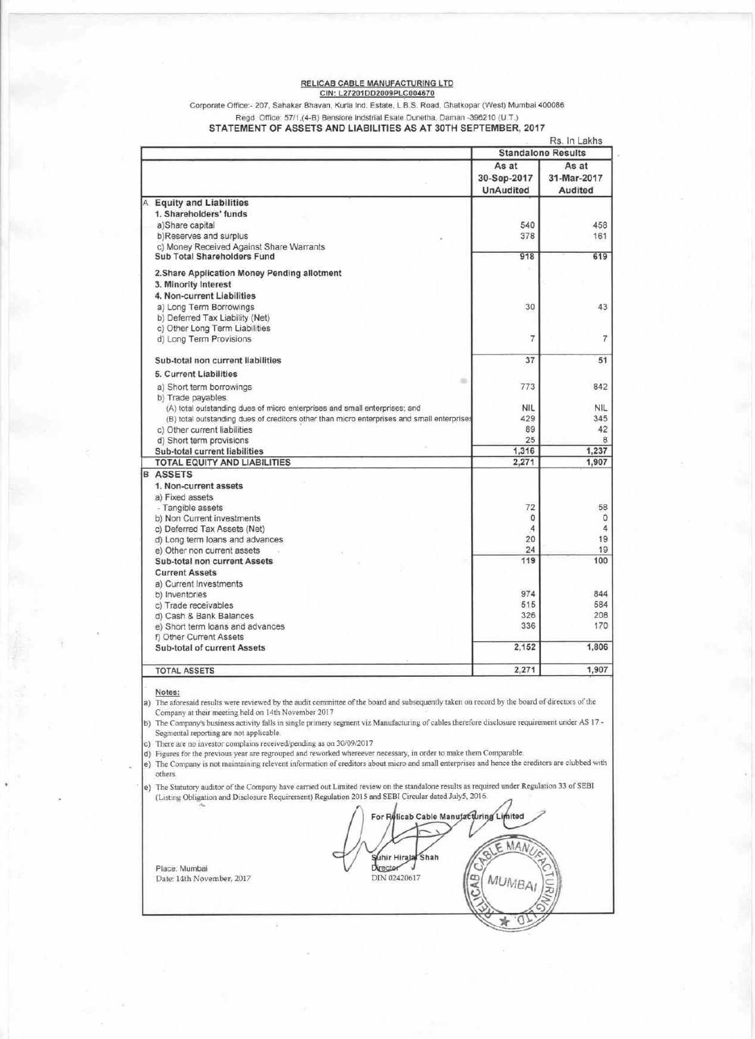**RELICAB CABLE MANUFACTURING LTD**

**CIN: L27201DD2009PLC004670**

Corporate Office:- 207, Sahakar Bhavan, Kurla Ind. Estate, L.B.S. Road, Ghatkopar (West) Mumbai 400086

Regd. Office: 57/1,(4-B) Bensiore Indstrial Esate Dunetha, Daman -396210 (U.T.)

## STATEMENT OF ASSETS AND LIABILITIES AS AT 30TH SEPTEMBER, 2017

Rs. In Lakhs

| | Standalone Results | |
|---|---|---|
| | As at 30-Sep-2017 UnAudited | As at 31-Mar-2017 Audited |
| **A Equity and Liabilities** | | |
| **1. Shareholders' funds** | | |
| a)Share capital | 540 | 458 |
| b)Reserves and surplus | 378 | 161 |
| c) Money Received Against Share Warrants | | |
| **Sub Total Shareholders Fund** | 918 | 619 |
| **2.Share Application Money Pending allotment** | | |
| **3. Minority Interest** | | |
| **4. Non-current Liabilities** | | |
| a) Long Term Borrowings | 30 | 43 |
| b) Deferred Tax Liability (Net) | | |
| c) Other Long Term Liabilities | | |
| d) Long Term Provisions | 7 | 7 |
| **Sub-total non current liabilities** | 37 | 51 |
| **5. Current Liabilities** | | |
| a) Short term borrowings | 773 | 842 |
| b) Trade payables | | |
| (A) total outstanding dues of micro enterprises and small enterprises; and | NIL | NIL |
| (B) total outstanding dues of creditors other than micro enterprises and small enterprises | 429 | 345 |
| c) Other current liabilities | 89 | 42 |
| d) Short term provisions | 25 | 8 |
| **Sub-total current liabilities** | 1,316 | 1,237 |
| **TOTAL EQUITY AND LIABILITIES** | 2,271 | 1,907 |
| **B ASSETS** | | |
| **1. Non-current assets** | | |
| a) Fixed assets | | |
| - Tangible assets | 72 | 58 |
| b) Non Current investments | 0 | 0 |
| c) Deferred Tax Assets (Net) | 4 | 4 |
| d) Long term loans and advances | 20 | 19 |
| e) Other non current assets | 24 | 19 |
| **Sub-total non current Assets** | 119 | 100 |
| **Current Assets** | | |
| a) Current Investments | | |
| b) Inventories | 974 | 844 |
| c) Trade receivables | 515 | 584 |
| d) Cash & Bank Balances | 326 | 208 |
| e) Short term loans and advances | 336 | 170 |
| f) Other Current Assets | | |
| **Sub-total of current Assets** | 2,152 | 1,806 |
| **TOTAL ASSETS** | 2,271 | 1,907 |

**Notes:**

a) The aforesaid results were reviewed by the audit committee of the board and subsequently taken on record by the board of directors of the Company at their meeting held on 14th November 2017

b) The Company's business activity falls in single primery segment viz Manufacturing of cables therefore disclosure requirement under AS 17 - Segmental reporting are not applicable.

c) There are no investor complains received/pending as on 30/09/2017

d) Figures for the previous year are regrouped and reworked whereever necessary, in order to make them Comparable.

e) The Company is not maintaining relevent information of creditors about micro and small enterprises and hence the creditors are clubbed with others.

e) The Statutory auditor of the Company have carried out Limited review on the standalone results as required under Regulation 33 of SEBI (Listing Obligation and Disclosure Requirement) Regulation 2015 and SEBI Circular dated July5, 2016.

For Relicab Cable Manufacturing Limited

Suhir Hiralal Shah
Director
DIN 02420617

Place: Mumbai
Date: 14th November, 2017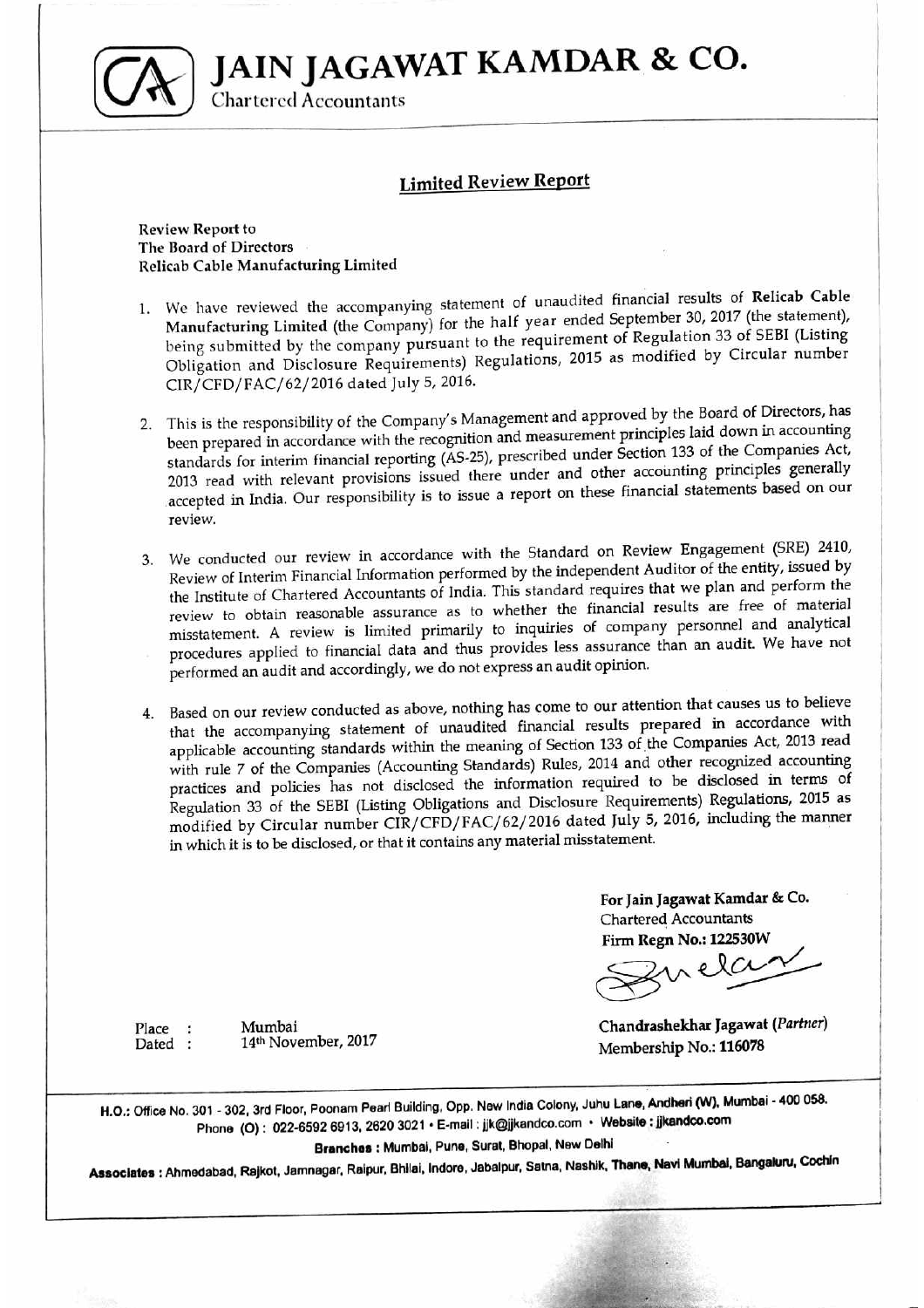# JAIN JAGAWAT KAMDAR & CO.

Chartered Accountants

## Limited Review Report

**Review Report to**
**The Board of Directors**
**Relicab Cable Manufacturing Limited**

1. We have reviewed the accompanying statement of unaudited financial results of **Relicab Cable Manufacturing Limited** (the Company) for the half year ended September 30, 2017 (the statement), being submitted by the company pursuant to the requirement of Regulation 33 of SEBI (Listing Obligation and Disclosure Requirements) Regulations, 2015 as modified by Circular number CIR/CFD/FAC/62/2016 dated July 5, 2016.

2. This is the responsibility of the Company's Management and approved by the Board of Directors, has been prepared in accordance with the recognition and measurement principles laid down in accounting standards for interim financial reporting (AS-25), prescribed under Section 133 of the Companies Act, 2013 read with relevant provisions issued there under and other accounting principles generally accepted in India. Our responsibility is to issue a report on these financial statements based on our review.

3. We conducted our review in accordance with the Standard on Review Engagement (SRE) 2410, Review of Interim Financial Information performed by the independent Auditor of the entity, issued by the Institute of Chartered Accountants of India. This standard requires that we plan and perform the review to obtain reasonable assurance as to whether the financial results are free of material misstatement. A review is limited primarily to inquiries of company personnel and analytical procedures applied to financial data and thus provides less assurance than an audit. We have not performed an audit and accordingly, we do not express an audit opinion.

4. Based on our review conducted as above, nothing has come to our attention that causes us to believe that the accompanying statement of unaudited financial results prepared in accordance with applicable accounting standards within the meaning of Section 133 of the Companies Act, 2013 read with rule 7 of the Companies (Accounting Standards) Rules, 2014 and other recognized accounting practices and policies has not disclosed the information required to be disclosed in terms of Regulation 33 of the SEBI (Listing Obligations and Disclosure Requirements) Regulations, 2015 as modified by Circular number CIR/CFD/FAC/62/2016 dated July 5, 2016, including the manner in which it is to be disclosed, or that it contains any material misstatement.

**For Jain Jagawat Kamdar & Co.**
Chartered Accountants
**Firm Regn No.: 122530W**

**Chandrashekhar Jagawat (*Partner*)**
Membership No.: **116078**

Place : Mumbai
Dated : 14th November, 2017

**H.O.:** Office No. 301 - 302, 3rd Floor, Poonam Pearl Building, Opp. New India Colony, Juhu Lane, Andheri (W), Mumbai - 400 058.
Phone (O) : 022-6592 6913, 2620 3021 • E-mail : jjk@jjkandco.com • Website : jjkandco.com

**Branches :** Mumbai, Pune, Surat, Bhopal, New Delhi

**Associates :** Ahmedabad, Rajkot, Jamnagar, Raipur, Bhilai, Indore, Jabalpur, Satna, Nashik, Thane, Navi Mumbai, Bangaluru, Cochin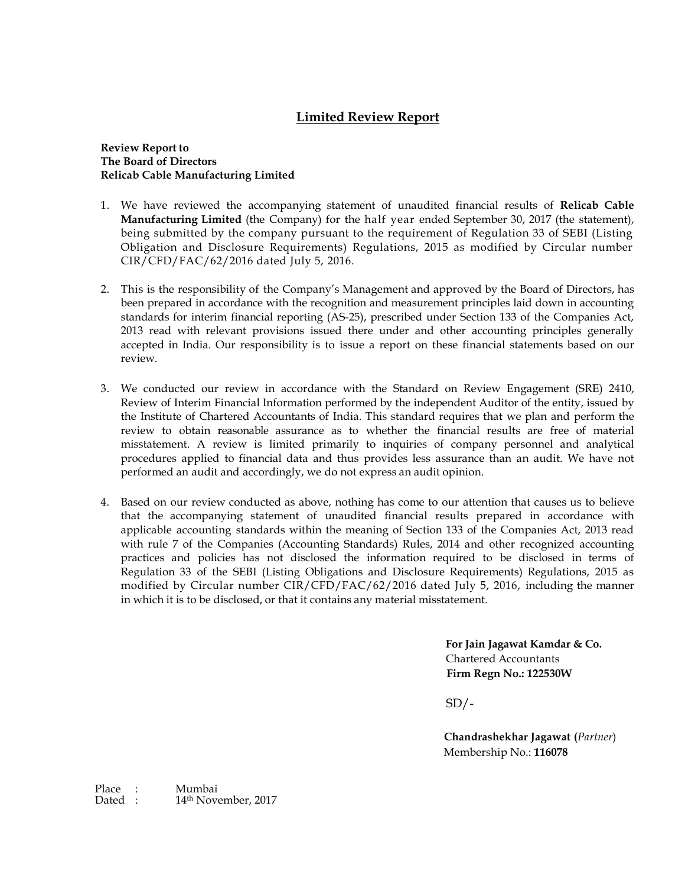## Limited Review Report

**Review Report to**
**The Board of Directors**
**Relicab Cable Manufacturing Limited**

1. We have reviewed the accompanying statement of unaudited financial results of **Relicab Cable Manufacturing Limited** (the Company) for the half year ended September 30, 2017 (the statement), being submitted by the company pursuant to the requirement of Regulation 33 of SEBI (Listing Obligation and Disclosure Requirements) Regulations, 2015 as modified by Circular number CIR/CFD/FAC/62/2016 dated July 5, 2016.

2. This is the responsibility of the Company's Management and approved by the Board of Directors, has been prepared in accordance with the recognition and measurement principles laid down in accounting standards for interim financial reporting (AS-25), prescribed under Section 133 of the Companies Act, 2013 read with relevant provisions issued there under and other accounting principles generally accepted in India. Our responsibility is to issue a report on these financial statements based on our review.

3. We conducted our review in accordance with the Standard on Review Engagement (SRE) 2410, Review of Interim Financial Information performed by the independent Auditor of the entity, issued by the Institute of Chartered Accountants of India. This standard requires that we plan and perform the review to obtain reasonable assurance as to whether the financial results are free of material misstatement. A review is limited primarily to inquiries of company personnel and analytical procedures applied to financial data and thus provides less assurance than an audit. We have not performed an audit and accordingly, we do not express an audit opinion.

4. Based on our review conducted as above, nothing has come to our attention that causes us to believe that the accompanying statement of unaudited financial results prepared in accordance with applicable accounting standards within the meaning of Section 133 of the Companies Act, 2013 read with rule 7 of the Companies (Accounting Standards) Rules, 2014 and other recognized accounting practices and policies has not disclosed the information required to be disclosed in terms of Regulation 33 of the SEBI (Listing Obligations and Disclosure Requirements) Regulations, 2015 as modified by Circular number CIR/CFD/FAC/62/2016 dated July 5, 2016, including the manner in which it is to be disclosed, or that it contains any material misstatement.

**For Jain Jagawat Kamdar & Co.**
Chartered Accountants
**Firm Regn No.: 122530W**

SD/-

**Chandrashekhar Jagawat (***Partner***)**
Membership No.: **116078**

Place : Mumbai
Dated : 14th November, 2017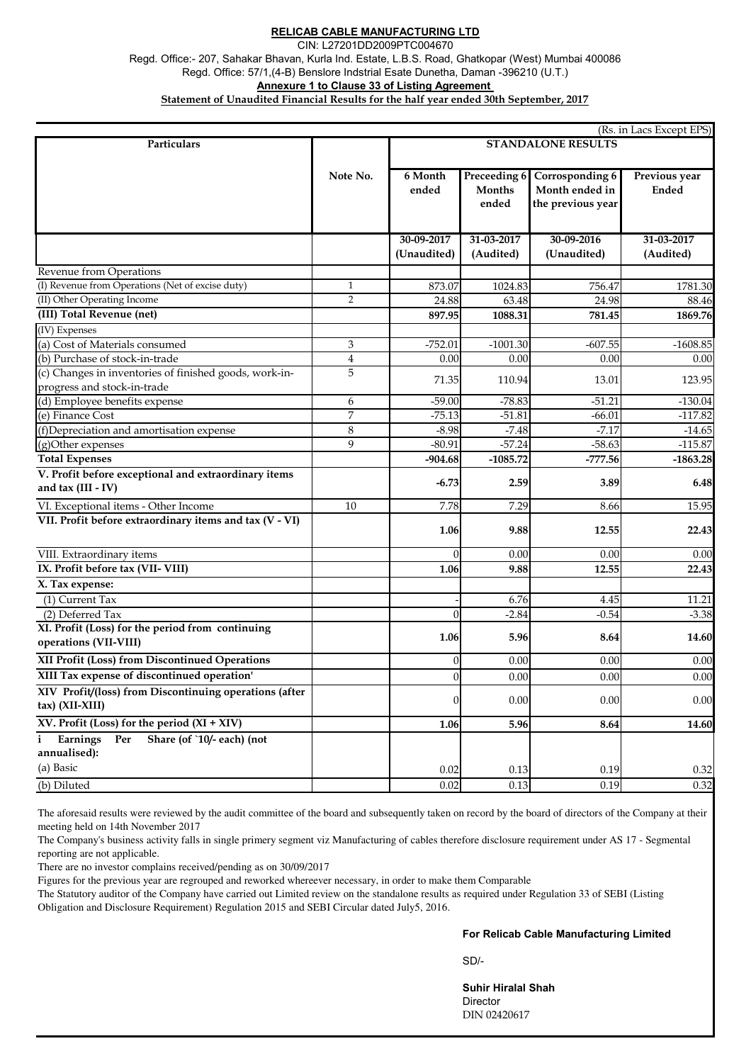**RELICAB CABLE MANUFACTURING LTD**

CIN: L27201DD2009PTC004670

Regd. Office:- 207, Sahakar Bhavan, Kurla Ind. Estate, L.B.S. Road, Ghatkopar (West) Mumbai 400086

Regd. Office: 57/1,(4-B) Benslore Indstrial Esate Dunetha, Daman -396210 (U.T.)

**Annexure 1 to Clause 33 of Listing Agreement**

**Statement of Unaudited Financial Results for the half year ended 30th September, 2017**

(Rs. in Lacs Except EPS)

| Particulars | Note No. | STANDALONE RESULTS | | | |
|---|---|---|---|---|---|
| | | 6 Month ended | Preceeding 6 Months ended | Corrosponding 6 Month ended in the previous year | Previous year Ended |
| | | 30-09-2017 (Unaudited) | 31-03-2017 (Audited) | 30-09-2016 (Unaudited) | 31-03-2017 (Audited) |
| Revenue from Operations | | | | | |
| (I) Revenue from Operations (Net of excise duty) | 1 | 873.07 | 1024.83 | 756.47 | 1781.30 |
| (II) Other Operating Income | 2 | 24.88 | 63.48 | 24.98 | 88.46 |
| **(III) Total Revenue (net)** | | **897.95** | **1088.31** | **781.45** | **1869.76** |
| (IV) Expenses | | | | | |
| (a) Cost of Materials consumed | 3 | -752.01 | -1001.30 | -607.55 | -1608.85 |
| (b) Purchase of stock-in-trade | 4 | 0.00 | 0.00 | 0.00 | 0.00 |
| (c) Changes in inventories of finished goods, work-in-progress and stock-in-trade | 5 | 71.35 | 110.94 | 13.01 | 123.95 |
| (d) Employee benefits expense | 6 | -59.00 | -78.83 | -51.21 | -130.04 |
| (e) Finance Cost | 7 | -75.13 | -51.81 | -66.01 | -117.82 |
| (f)Depreciation and amortisation expense | 8 | -8.98 | -7.48 | -7.17 | -14.65 |
| (g)Other expenses | 9 | -80.91 | -57.24 | -58.63 | -115.87 |
| **Total Expenses** | | **-904.68** | **-1085.72** | **-777.56** | **-1863.28** |
| **V. Profit before exceptional and extraordinary items and tax (III - IV)** | | **-6.73** | **2.59** | **3.89** | **6.48** |
| VI. Exceptional items - Other Income | 10 | 7.78 | 7.29 | 8.66 | 15.95 |
| **VII. Profit before extraordinary items and tax (V - VI)** | | **1.06** | **9.88** | **12.55** | **22.43** |
| VIII. Extraordinary items | | 0 | 0.00 | 0.00 | 0.00 |
| **IX. Profit before tax (VII- VIII)** | | **1.06** | **9.88** | **12.55** | **22.43** |
| **X. Tax expense:** | | | | | |
| (1) Current Tax | | - | 6.76 | 4.45 | 11.21 |
| (2) Deferred Tax | | 0 | -2.84 | -0.54 | -3.38 |
| **XI. Profit (Loss) for the period from continuing operations (VII-VIII)** | | **1.06** | **5.96** | **8.64** | **14.60** |
| **XII Profit (Loss) from Discontinued Operations** | | 0 | 0.00 | 0.00 | 0.00 |
| **XIII Tax expense of discontinued operation'** | | 0 | 0.00 | 0.00 | 0.00 |
| **XIV Profit/(loss) from Discontinuing operations (after tax) (XII-XIII)** | | 0 | 0.00 | 0.00 | 0.00 |
| **XV. Profit (Loss) for the period (XI + XIV)** | | **1.06** | **5.96** | **8.64** | **14.60** |
| **i Earnings Per Share (of `10/- each) (not annualised):** | | | | | |
| (a) Basic | | 0.02 | 0.13 | 0.19 | 0.32 |
| (b) Diluted | | 0.02 | 0.13 | 0.19 | 0.32 |

The aforesaid results were reviewed by the audit committee of the board and subsequently taken on record by the board of directors of the Company at their meeting held on 14th November 2017

The Company's business activity falls in single primery segment viz Manufacturing of cables therefore disclosure requirement under AS 17 - Segmental reporting are not applicable.

There are no investor complains received/pending as on 30/09/2017

Figures for the previous year are regrouped and reworked whereever necessary, in order to make them Comparable

The Statutory auditor of the Company have carried out Limited review on the standalone results as required under Regulation 33 of SEBI (Listing Obligation and Disclosure Requirement) Regulation 2015 and SEBI Circular dated July5, 2016.

**For Relicab Cable Manufacturing Limited**

SD/-

**Suhir Hiralal Shah**
Director
DIN 02420617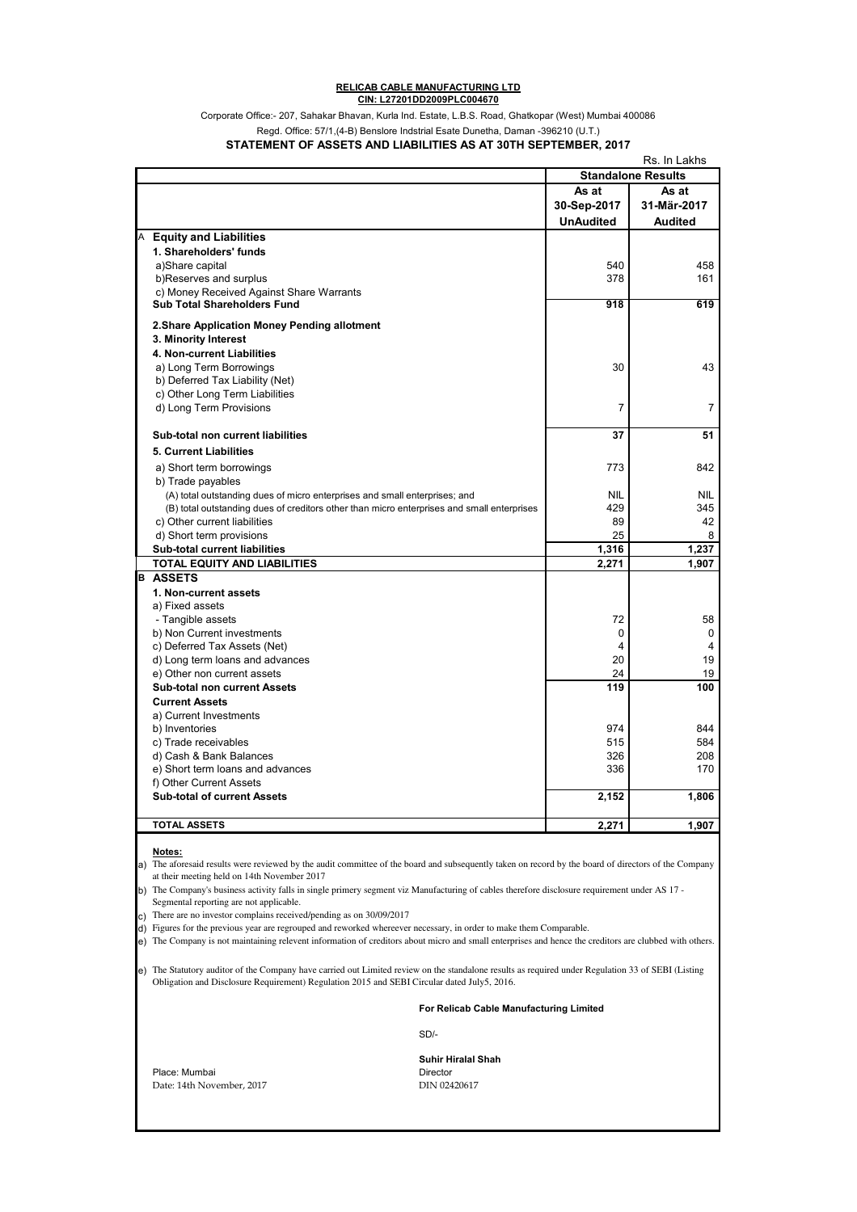**RELICAB CABLE MANUFACTURING LTD**
**CIN: L27201DD2009PLC004670**

Corporate Office:- 207, Sahakar Bhavan, Kurla Ind. Estate, L.B.S. Road, Ghatkopar (West) Mumbai 400086

Regd. Office: 57/1,(4-B) Benslore Indstrial Esate Dunetha, Daman -396210 (U.T.)

## STATEMENT OF ASSETS AND LIABILITIES AS AT 30TH SEPTEMBER, 2017

Rs. In Lakhs

| | | Standalone Results | |
|---|---|---|---|
| | | As at 30-Sep-2017 UnAudited | As at 31-Mär-2017 Audited |
| A | **Equity and Liabilities** | | |
| | **1. Shareholders' funds** | | |
| | a)Share capital | 540 | 458 |
| | b)Reserves and surplus | 378 | 161 |
| | c) Money Received Against Share Warrants | | |
| | **Sub Total Shareholders Fund** | **918** | **619** |
| | **2.Share Application Money Pending allotment** | | |
| | **3. Minority Interest** | | |
| | **4. Non-current Liabilities** | | |
| | a) Long Term Borrowings | 30 | 43 |
| | b) Deferred Tax Liability (Net) | | |
| | c) Other Long Term Liabilities | | |
| | d) Long Term Provisions | 7 | 7 |
| | **Sub-total non current liabilities** | **37** | **51** |
| | **5. Current Liabilities** | | |
| | a) Short term borrowings | 773 | 842 |
| | b) Trade payables | | |
| | (A) total outstanding dues of micro enterprises and small enterprises; and | NIL | NIL |
| | (B) total outstanding dues of creditors other than micro enterprises and small enterprises | 429 | 345 |
| | c) Other current liabilities | 89 | 42 |
| | d) Short term provisions | 25 | 8 |
| | **Sub-total current liabilities** | **1,316** | **1,237** |
| | **TOTAL EQUITY AND LIABILITIES** | **2,271** | **1,907** |
| B | **ASSETS** | | |
| | **1. Non-current assets** | | |
| | a) Fixed assets | | |
| | - Tangible assets | 72 | 58 |
| | b) Non Current investments | 0 | 0 |
| | c) Deferred Tax Assets (Net) | 4 | 4 |
| | d) Long term loans and advances | 20 | 19 |
| | e) Other non current assets | 24 | 19 |
| | **Sub-total non current Assets** | **119** | **100** |
| | **Current Assets** | | |
| | a) Current Investments | | |
| | b) Inventories | 974 | 844 |
| | c) Trade receivables | 515 | 584 |
| | d) Cash & Bank Balances | 326 | 208 |
| | e) Short term loans and advances | 336 | 170 |
| | f) Other Current Assets | | |
| | **Sub-total of current Assets** | **2,152** | **1,806** |
| | **TOTAL ASSETS** | **2,271** | **1,907** |

**Notes:**

a) The aforesaid results were reviewed by the audit committee of the board and subsequently taken on record by the board of directors of the Company at their meeting held on 14th November 2017

b) The Company's business activity falls in single primery segment viz Manufacturing of cables therefore disclosure requirement under AS 17 - Segmental reporting are not applicable.

c) There are no investor complains received/pending as on 30/09/2017

d) Figures for the previous year are regrouped and reworked whereever necessary, in order to make them Comparable.

e) The Company is not maintaining relevent information of creditors about micro and small enterprises and hence the creditors are clubbed with others.

e) The Statutory auditor of the Company have carried out Limited review on the standalone results as required under Regulation 33 of SEBI (Listing Obligation and Disclosure Requirement) Regulation 2015 and SEBI Circular dated July5, 2016.

**For Relicab Cable Manufacturing Limited**

SD/-

**Suhir Hiralal Shah**
Director
DIN 02420617

Place: Mumbai
Date: 14th November, 2017